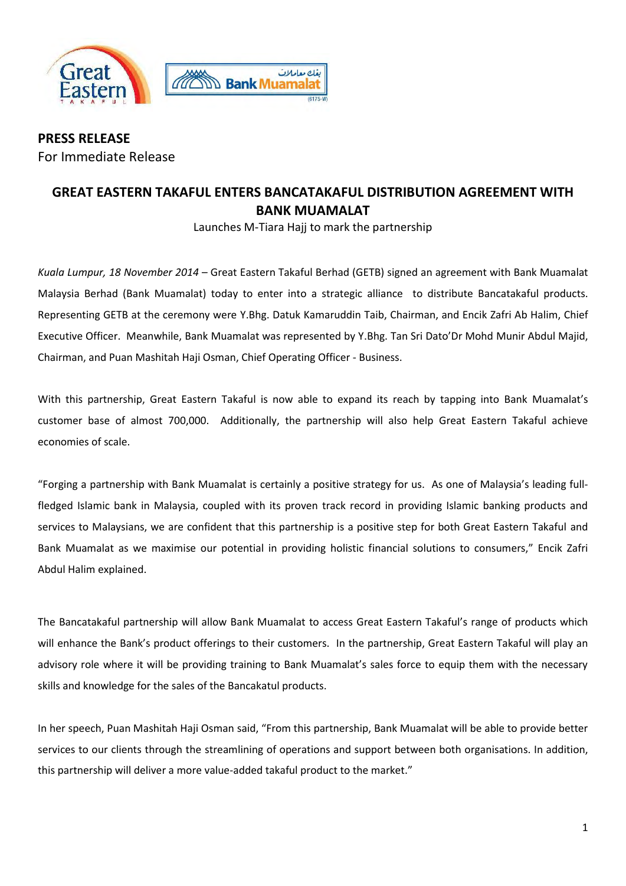**PRESS RELEASE**
For Immediate Release

# GREAT EASTERN TAKAFUL ENTERS BANCATAKAFUL DISTRIBUTION AGREEMENT WITH BANK MUAMALAT

Launches M-Tiara Hajj to mark the partnership

*Kuala Lumpur, 18 November 2014* – Great Eastern Takaful Berhad (GETB) signed an agreement with Bank Muamalat Malaysia Berhad (Bank Muamalat) today to enter into a strategic alliance to distribute Bancatakaful products. Representing GETB at the ceremony were Y.Bhg. Datuk Kamaruddin Taib, Chairman, and Encik Zafri Ab Halim, Chief Executive Officer. Meanwhile, Bank Muamalat was represented by Y.Bhg. Tan Sri Dato'Dr Mohd Munir Abdul Majid, Chairman, and Puan Mashitah Haji Osman, Chief Operating Officer - Business.

With this partnership, Great Eastern Takaful is now able to expand its reach by tapping into Bank Muamalat's customer base of almost 700,000. Additionally, the partnership will also help Great Eastern Takaful achieve economies of scale.

"Forging a partnership with Bank Muamalat is certainly a positive strategy for us. As one of Malaysia's leading full-fledged Islamic bank in Malaysia, coupled with its proven track record in providing Islamic banking products and services to Malaysians, we are confident that this partnership is a positive step for both Great Eastern Takaful and Bank Muamalat as we maximise our potential in providing holistic financial solutions to consumers," Encik Zafri Abdul Halim explained.

The Bancatakaful partnership will allow Bank Muamalat to access Great Eastern Takaful's range of products which will enhance the Bank's product offerings to their customers. In the partnership, Great Eastern Takaful will play an advisory role where it will be providing training to Bank Muamalat's sales force to equip them with the necessary skills and knowledge for the sales of the Bancakatul products.

In her speech, Puan Mashitah Haji Osman said, "From this partnership, Bank Muamalat will be able to provide better services to our clients through the streamlining of operations and support between both organisations. In addition, this partnership will deliver a more value-added takaful product to the market."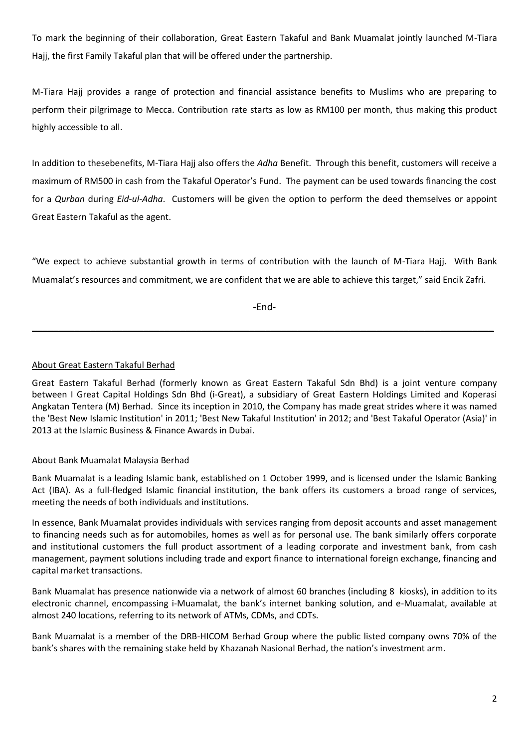To mark the beginning of their collaboration, Great Eastern Takaful and Bank Muamalat jointly launched M-Tiara Hajj, the first Family Takaful plan that will be offered under the partnership.

M-Tiara Hajj provides a range of protection and financial assistance benefits to Muslims who are preparing to perform their pilgrimage to Mecca. Contribution rate starts as low as RM100 per month, thus making this product highly accessible to all.

In addition to thesebenefits, M-Tiara Hajj also offers the *Adha* Benefit. Through this benefit, customers will receive a maximum of RM500 in cash from the Takaful Operator's Fund. The payment can be used towards financing the cost for a *Qurban* during *Eid-ul-Adha*. Customers will be given the option to perform the deed themselves or appoint Great Eastern Takaful as the agent.

"We expect to achieve substantial growth in terms of contribution with the launch of M-Tiara Hajj. With Bank Muamalat's resources and commitment, we are confident that we are able to achieve this target," said Encik Zafri.

-End-

---

About Great Eastern Takaful Berhad

Great Eastern Takaful Berhad (formerly known as Great Eastern Takaful Sdn Bhd) is a joint venture company between I Great Capital Holdings Sdn Bhd (i-Great), a subsidiary of Great Eastern Holdings Limited and Koperasi Angkatan Tentera (M) Berhad. Since its inception in 2010, the Company has made great strides where it was named the 'Best New Islamic Institution' in 2011; 'Best New Takaful Institution' in 2012; and 'Best Takaful Operator (Asia)' in 2013 at the Islamic Business & Finance Awards in Dubai.

About Bank Muamalat Malaysia Berhad

Bank Muamalat is a leading Islamic bank, established on 1 October 1999, and is licensed under the Islamic Banking Act (IBA). As a full-fledged Islamic financial institution, the bank offers its customers a broad range of services, meeting the needs of both individuals and institutions.

In essence, Bank Muamalat provides individuals with services ranging from deposit accounts and asset management to financing needs such as for automobiles, homes as well as for personal use. The bank similarly offers corporate and institutional customers the full product assortment of a leading corporate and investment bank, from cash management, payment solutions including trade and export finance to international foreign exchange, financing and capital market transactions.

Bank Muamalat has presence nationwide via a network of almost 60 branches (including 8 kiosks), in addition to its electronic channel, encompassing i-Muamalat, the bank's internet banking solution, and e-Muamalat, available at almost 240 locations, referring to its network of ATMs, CDMs, and CDTs.

Bank Muamalat is a member of the DRB-HICOM Berhad Group where the public listed company owns 70% of the bank's shares with the remaining stake held by Khazanah Nasional Berhad, the nation's investment arm.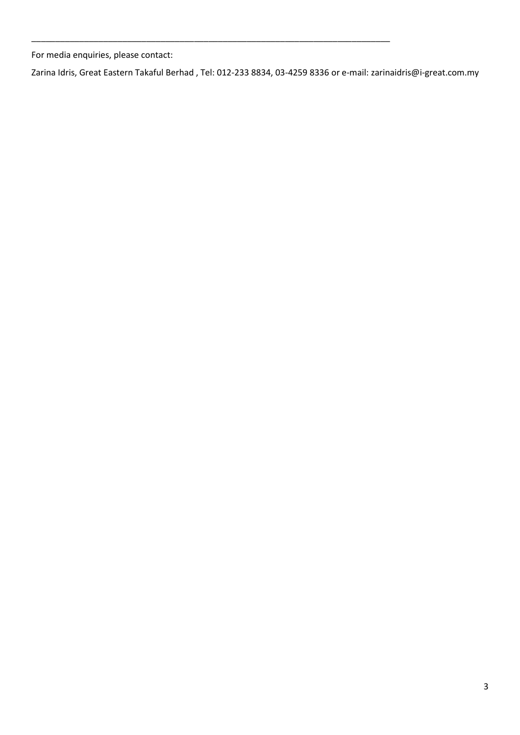---

For media enquiries, please contact:

Zarina Idris, Great Eastern Takaful Berhad , Tel: 012-233 8834, 03-4259 8336 or e-mail: zarinaidris@i-great.com.my